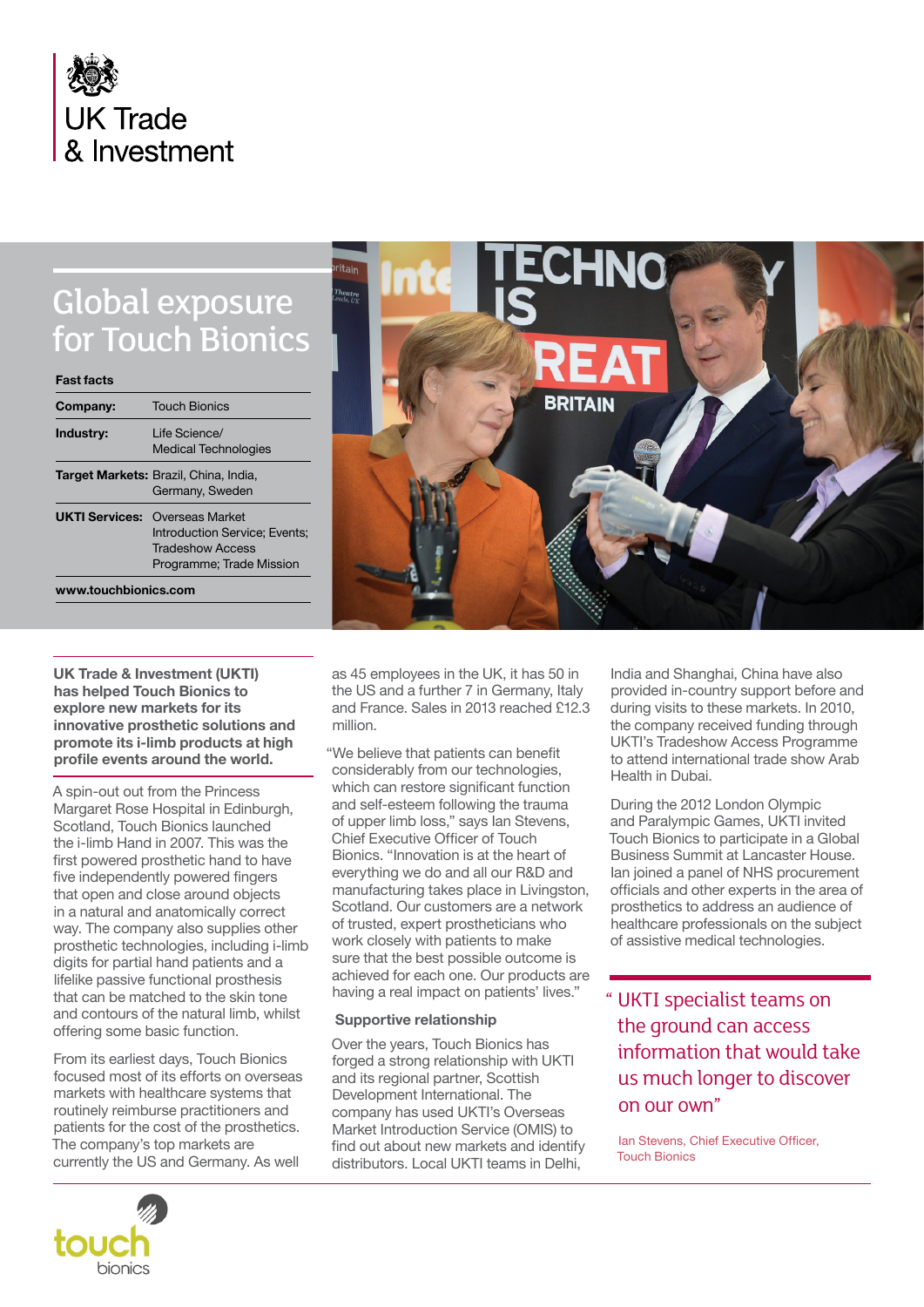UK Trade & Investment

# Global exposure for Touch Bionics

**Fast facts**

| | |
|---|---|
| **Company:** | Touch Bionics |
| **Industry:** | Life Science/ Medical Technologies |
| **Target Markets:** | Brazil, China, India, Germany, Sweden |
| **UKTI Services:** | Overseas Market Introduction Service; Events; Tradeshow Access Programme; Trade Mission |

**www.touchbionics.com**

**UK Trade & Investment (UKTI) has helped Touch Bionics to explore new markets for its innovative prosthetic solutions and promote its i-limb products at high profile events around the world.**

A spin-out out from the Princess Margaret Rose Hospital in Edinburgh, Scotland, Touch Bionics launched the i-limb Hand in 2007. This was the first powered prosthetic hand to have five independently powered fingers that open and close around objects in a natural and anatomically correct way. The company also supplies other prosthetic technologies, including i-limb digits for partial hand patients and a lifelike passive functional prosthesis that can be matched to the skin tone and contours of the natural limb, whilst offering some basic function.

From its earliest days, Touch Bionics focused most of its efforts on overseas markets with healthcare systems that routinely reimburse practitioners and patients for the cost of the prosthetics. The company's top markets are currently the US and Germany. As well as 45 employees in the UK, it has 50 in the US and a further 7 in Germany, Italy and France. Sales in 2013 reached £12.3 million.

"We believe that patients can benefit considerably from our technologies, which can restore significant function and self-esteem following the trauma of upper limb loss," says Ian Stevens, Chief Executive Officer of Touch Bionics. "Innovation is at the heart of everything we do and all our R&D and manufacturing takes place in Livingston, Scotland. Our customers are a network of trusted, expert prostheticians who work closely with patients to make sure that the best possible outcome is achieved for each one. Our products are having a real impact on patients' lives."

### Supportive relationship

Over the years, Touch Bionics has forged a strong relationship with UKTI and its regional partner, Scottish Development International. The company has used UKTI's Overseas Market Introduction Service (OMIS) to find out about new markets and identify distributors. Local UKTI teams in Delhi, India and Shanghai, China have also provided in-country support before and during visits to these markets. In 2010, the company received funding through UKTI's Tradeshow Access Programme to attend international trade show Arab Health in Dubai.

During the 2012 London Olympic and Paralympic Games, UKTI invited Touch Bionics to participate in a Global Business Summit at Lancaster House. Ian joined a panel of NHS procurement officials and other experts in the area of prosthetics to address an audience of healthcare professionals on the subject of assistive medical technologies.

> "UKTI specialist teams on the ground can access information that would take us much longer to discover on our own"
>
> Ian Stevens, Chief Executive Officer, Touch Bionics

touch bionics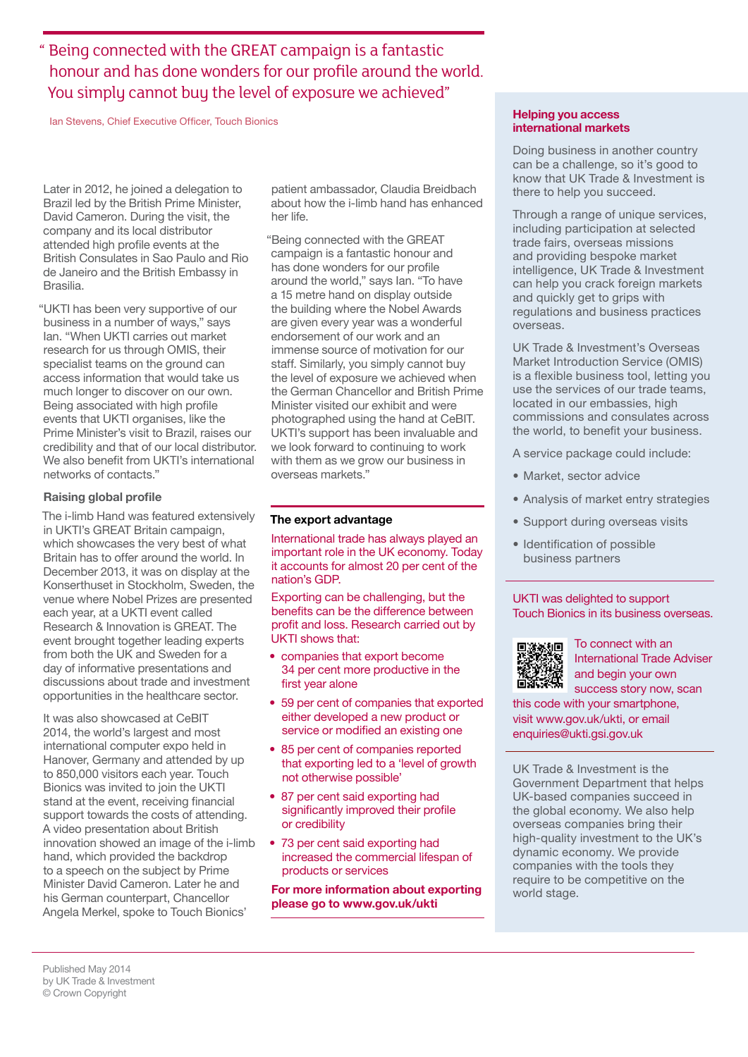> “Being connected with the GREAT campaign is a fantastic honour and has done wonders for our profile around the world. You simply cannot buy the level of exposure we achieved”

Ian Stevens, Chief Executive Officer, Touch Bionics

Later in 2012, he joined a delegation to Brazil led by the British Prime Minister, David Cameron. During the visit, the company and its local distributor attended high profile events at the British Consulates in Sao Paulo and Rio de Janeiro and the British Embassy in Brasilia.

“UKTI has been very supportive of our business in a number of ways,” says Ian. “When UKTI carries out market research for us through OMIS, their specialist teams on the ground can access information that would take us much longer to discover on our own. Being associated with high profile events that UKTI organises, like the Prime Minister’s visit to Brazil, raises our credibility and that of our local distributor. We also benefit from UKTI’s international networks of contacts.”

## Raising global profile

The i-limb Hand was featured extensively in UKTI’s GREAT Britain campaign, which showcases the very best of what Britain has to offer around the world. In December 2013, it was on display at the Konserthuset in Stockholm, Sweden, the venue where Nobel Prizes are presented each year, at a UKTI event called Research & Innovation is GREAT. The event brought together leading experts from both the UK and Sweden for a day of informative presentations and discussions about trade and investment opportunities in the healthcare sector.

It was also showcased at CeBIT 2014, the world’s largest and most international computer expo held in Hanover, Germany and attended by up to 850,000 visitors each year. Touch Bionics was invited to join the UKTI stand at the event, receiving financial support towards the costs of attending. A video presentation about British innovation showed an image of the i-limb hand, which provided the backdrop to a speech on the subject by Prime Minister David Cameron. Later he and his German counterpart, Chancellor Angela Merkel, spoke to Touch Bionics’ patient ambassador, Claudia Breidbach about how the i-limb hand has enhanced her life.

“Being connected with the GREAT campaign is a fantastic honour and has done wonders for our profile around the world,” says Ian. “To have a 15 metre hand on display outside the building where the Nobel Awards are given every year was a wonderful endorsement of our work and an immense source of motivation for our staff. Similarly, you simply cannot buy the level of exposure we achieved when the German Chancellor and British Prime Minister visited our exhibit and were photographed using the hand at CeBIT. UKTI’s support has been invaluable and we look forward to continuing to work with them as we grow our business in overseas markets.”

## The export advantage

International trade has always played an important role in the UK economy. Today it accounts for almost 20 per cent of the nation’s GDP.

Exporting can be challenging, but the benefits can be the difference between profit and loss. Research carried out by UKTI shows that:

- companies that export become 34 per cent more productive in the first year alone
- 59 per cent of companies that exported either developed a new product or service or modified an existing one
- 85 per cent of companies reported that exporting led to a ‘level of growth not otherwise possible’
- 87 per cent said exporting had significantly improved their profile or credibility
- 73 per cent said exporting had increased the commercial lifespan of products or services

**For more information about exporting please go to www.gov.uk/ukti**

## Helping you access international markets

Doing business in another country can be a challenge, so it’s good to know that UK Trade & Investment is there to help you succeed.

Through a range of unique services, including participation at selected trade fairs, overseas missions and providing bespoke market intelligence, UK Trade & Investment can help you crack foreign markets and quickly get to grips with regulations and business practices overseas.

UK Trade & Investment’s Overseas Market Introduction Service (OMIS) is a flexible business tool, letting you use the services of our trade teams, located in our embassies, high commissions and consulates across the world, to benefit your business.

A service package could include:

- Market, sector advice
- Analysis of market entry strategies
- Support during overseas visits
- Identification of possible business partners

UKTI was delighted to support Touch Bionics in its business overseas.

To connect with an International Trade Adviser and begin your own success story now, scan this code with your smartphone, visit www.gov.uk/ukti, or email enquiries@ukti.gsi.gov.uk

UK Trade & Investment is the Government Department that helps UK-based companies succeed in the global economy. We also help overseas companies bring their high-quality investment to the UK’s dynamic economy. We provide companies with the tools they require to be competitive on the world stage.

Published May 2014
by UK Trade & Investment
© Crown Copyright